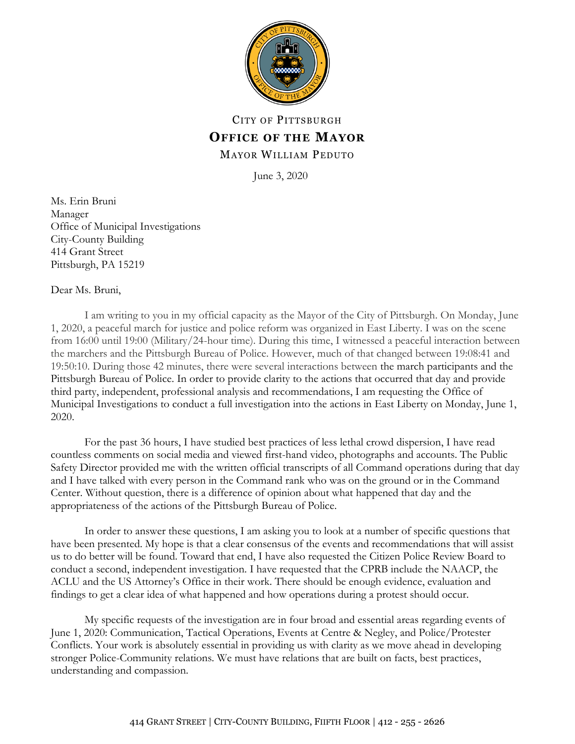CITY OF PITTSBURGH

**OFFICE OF THE MAYOR**

MAYOR WILLIAM PEDUTO

June 3, 2020

Ms. Erin Bruni
Manager
Office of Municipal Investigations
City-County Building
414 Grant Street
Pittsburgh, PA 15219

Dear Ms. Bruni,

I am writing to you in my official capacity as the Mayor of the City of Pittsburgh. On Monday, June 1, 2020, a peaceful march for justice and police reform was organized in East Liberty. I was on the scene from 16:00 until 19:00 (Military/24-hour time). During this time, I witnessed a peaceful interaction between the marchers and the Pittsburgh Bureau of Police. However, much of that changed between 19:08:41 and 19:50:10. During those 42 minutes, there were several interactions between the march participants and the Pittsburgh Bureau of Police. In order to provide clarity to the actions that occurred that day and provide third party, independent, professional analysis and recommendations, I am requesting the Office of Municipal Investigations to conduct a full investigation into the actions in East Liberty on Monday, June 1, 2020.

For the past 36 hours, I have studied best practices of less lethal crowd dispersion, I have read countless comments on social media and viewed first-hand video, photographs and accounts. The Public Safety Director provided me with the written official transcripts of all Command operations during that day and I have talked with every person in the Command rank who was on the ground or in the Command Center. Without question, there is a difference of opinion about what happened that day and the appropriateness of the actions of the Pittsburgh Bureau of Police.

In order to answer these questions, I am asking you to look at a number of specific questions that have been presented. My hope is that a clear consensus of the events and recommendations that will assist us to do better will be found. Toward that end, I have also requested the Citizen Police Review Board to conduct a second, independent investigation. I have requested that the CPRB include the NAACP, the ACLU and the US Attorney's Office in their work. There should be enough evidence, evaluation and findings to get a clear idea of what happened and how operations during a protest should occur.

My specific requests of the investigation are in four broad and essential areas regarding events of June 1, 2020: Communication, Tactical Operations, Events at Centre & Negley, and Police/Protester Conflicts. Your work is absolutely essential in providing us with clarity as we move ahead in developing stronger Police-Community relations. We must have relations that are built on facts, best practices, understanding and compassion.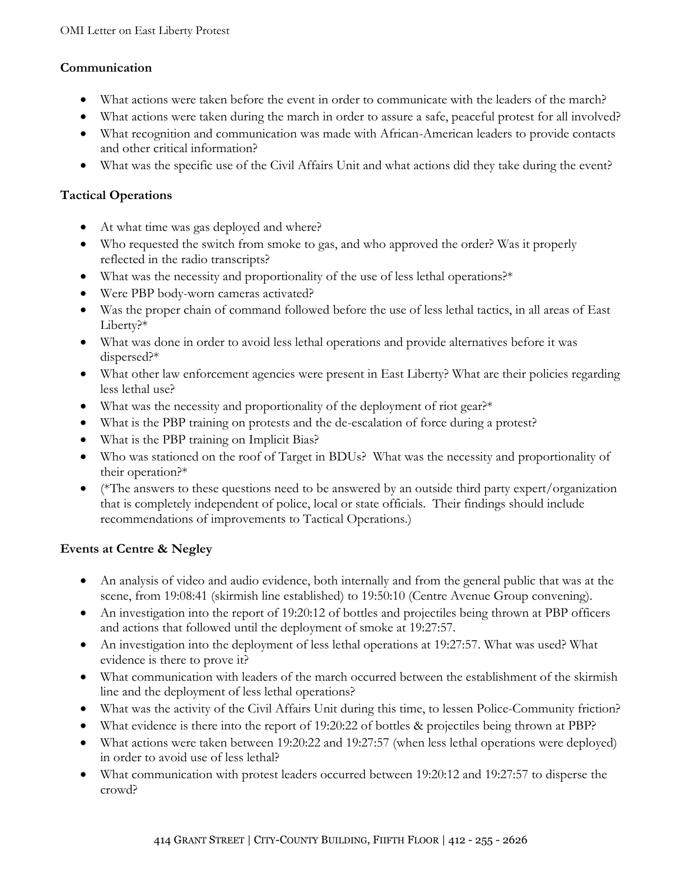## Communication

- What actions were taken before the event in order to communicate with the leaders of the march?
- What actions were taken during the march in order to assure a safe, peaceful protest for all involved?
- What recognition and communication was made with African-American leaders to provide contacts and other critical information?
- What was the specific use of the Civil Affairs Unit and what actions did they take during the event?

## Tactical Operations

- At what time was gas deployed and where?
- Who requested the switch from smoke to gas, and who approved the order? Was it properly reflected in the radio transcripts?
- What was the necessity and proportionality of the use of less lethal operations?*
- Were PBP body-worn cameras activated?
- Was the proper chain of command followed before the use of less lethal tactics, in all areas of East Liberty?*
- What was done in order to avoid less lethal operations and provide alternatives before it was dispersed?*
- What other law enforcement agencies were present in East Liberty? What are their policies regarding less lethal use?
- What was the necessity and proportionality of the deployment of riot gear?*
- What is the PBP training on protests and the de-escalation of force during a protest?
- What is the PBP training on Implicit Bias?
- Who was stationed on the roof of Target in BDUs? What was the necessity and proportionality of their operation?*
- (*The answers to these questions need to be answered by an outside third party expert/organization that is completely independent of police, local or state officials. Their findings should include recommendations of improvements to Tactical Operations.)

## Events at Centre & Negley

- An analysis of video and audio evidence, both internally and from the general public that was at the scene, from 19:08:41 (skirmish line established) to 19:50:10 (Centre Avenue Group convening).
- An investigation into the report of 19:20:12 of bottles and projectiles being thrown at PBP officers and actions that followed until the deployment of smoke at 19:27:57.
- An investigation into the deployment of less lethal operations at 19:27:57. What was used? What evidence is there to prove it?
- What communication with leaders of the march occurred between the establishment of the skirmish line and the deployment of less lethal operations?
- What was the activity of the Civil Affairs Unit during this time, to lessen Police-Community friction?
- What evidence is there into the report of 19:20:22 of bottles & projectiles being thrown at PBP?
- What actions were taken between 19:20:22 and 19:27:57 (when less lethal operations were deployed) in order to avoid use of less lethal?
- What communication with protest leaders occurred between 19:20:12 and 19:27:57 to disperse the crowd?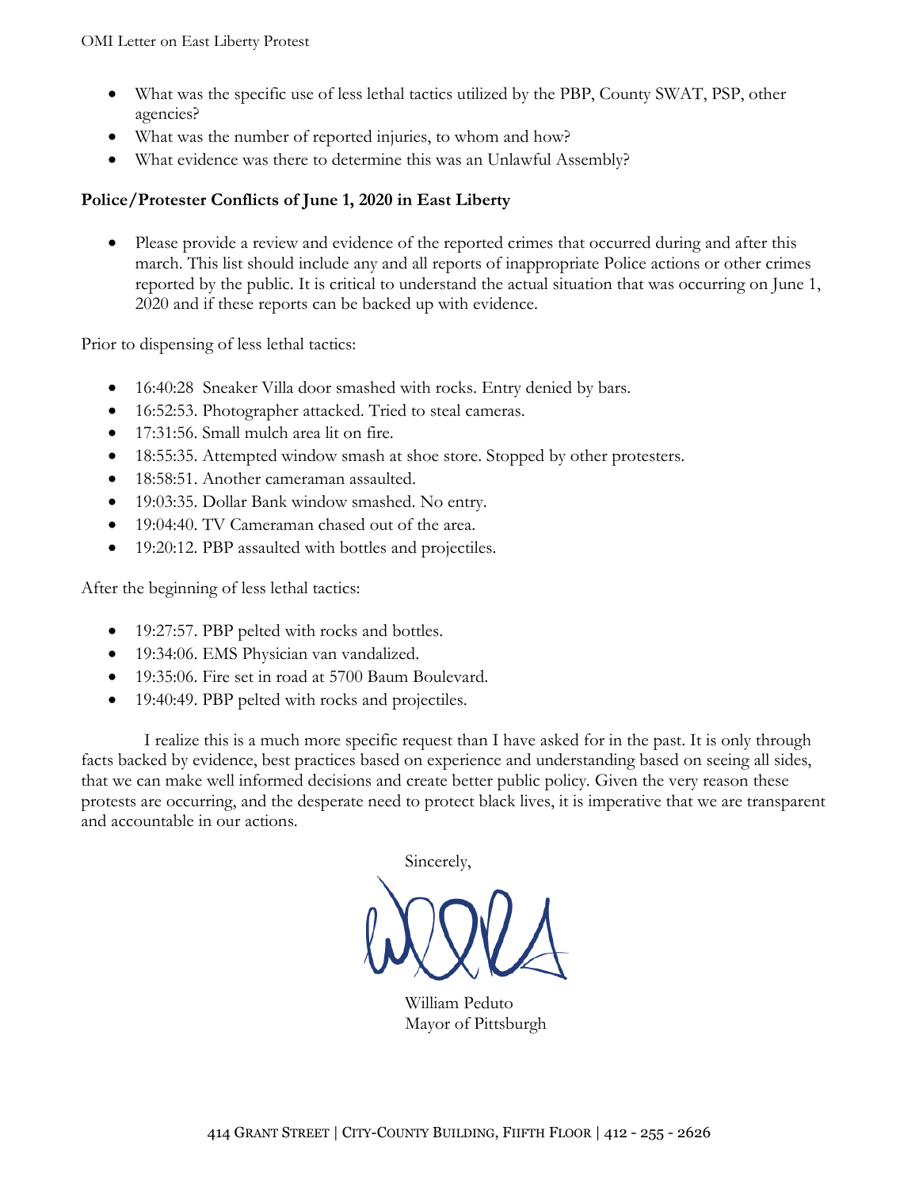- What was the specific use of less lethal tactics utilized by the PBP, County SWAT, PSP, other agencies?
- What was the number of reported injuries, to whom and how?
- What evidence was there to determine this was an Unlawful Assembly?

**Police/Protester Conflicts of June 1, 2020 in East Liberty**

- Please provide a review and evidence of the reported crimes that occurred during and after this march. This list should include any and all reports of inappropriate Police actions or other crimes reported by the public. It is critical to understand the actual situation that was occurring on June 1, 2020 and if these reports can be backed up with evidence.

Prior to dispensing of less lethal tactics:

- 16:40:28 Sneaker Villa door smashed with rocks. Entry denied by bars.
- 16:52:53. Photographer attacked. Tried to steal cameras.
- 17:31:56. Small mulch area lit on fire.
- 18:55:35. Attempted window smash at shoe store. Stopped by other protesters.
- 18:58:51. Another cameraman assaulted.
- 19:03:35. Dollar Bank window smashed. No entry.
- 19:04:40. TV Cameraman chased out of the area.
- 19:20:12. PBP assaulted with bottles and projectiles.

After the beginning of less lethal tactics:

- 19:27:57. PBP pelted with rocks and bottles.
- 19:34:06. EMS Physician van vandalized.
- 19:35:06. Fire set in road at 5700 Baum Boulevard.
- 19:40:49. PBP pelted with rocks and projectiles.

I realize this is a much more specific request than I have asked for in the past. It is only through facts backed by evidence, best practices based on experience and understanding based on seeing all sides, that we can make well informed decisions and create better public policy. Given the very reason these protests are occurring, and the desperate need to protect black lives, it is imperative that we are transparent and accountable in our actions.

Sincerely,

William Peduto
Mayor of Pittsburgh

414 GRANT STREET | CITY-COUNTY BUILDING, FIIFTH FLOOR | 412 - 255 - 2626